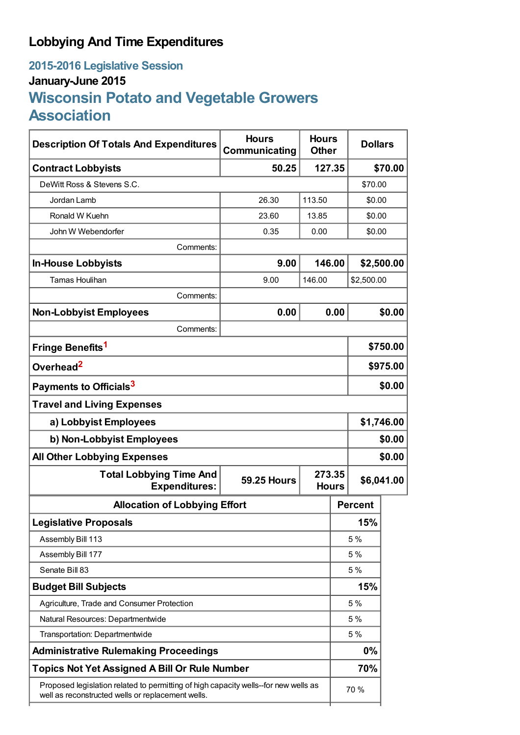# Lobbying And Time Expenditures

## 2015-2016 Legislative Session

### January-June 2015

## Wisconsin Potato and Vegetable Growers Association

| Description Of Totals And Expenditures | Hours Communicating | Hours Other | Dollars |
|---|---|---|---|
| **Contract Lobbyists** | **50.25** | **127.35** | **$70.00** |
| DeWitt Ross & Stevens S.C. | | | $70.00 |
| Jordan Lamb | 26.30 | 113.50 | $0.00 |
| Ronald W Kuehn | 23.60 | 13.85 | $0.00 |
| John W Webendorfer | 0.35 | 0.00 | $0.00 |
| Comments: | | | |
| **In-House Lobbyists** | **9.00** | **146.00** | **$2,500.00** |
| Tamas Houlihan | 9.00 | 146.00 | $2,500.00 |
| Comments: | | | |
| **Non-Lobbyist Employees** | **0.00** | **0.00** | **$0.00** |
| Comments: | | | |
| **Fringe Benefits**[1] | | | **$750.00** |
| **Overhead**[2] | | | **$975.00** |
| **Payments to Officials**[3] | | | **$0.00** |
| **Travel and Living Expenses** | | | |
| **a) Lobbyist Employees** | | | **$1,746.00** |
| **b) Non-Lobbyist Employees** | | | **$0.00** |
| **All Other Lobbying Expenses** | | | **$0.00** |
| **Total Lobbying Time And Expenditures:** | **59.25 Hours** | **273.35 Hours** | **$6,041.00** |

| Allocation of Lobbying Effort | Percent |
|---|---|
| **Legislative Proposals** | **15%** |
| Assembly Bill 113 | 5 % |
| Assembly Bill 177 | 5 % |
| Senate Bill 83 | 5 % |
| **Budget Bill Subjects** | **15%** |
| Agriculture, Trade and Consumer Protection | 5 % |
| Natural Resources: Departmentwide | 5 % |
| Transportation: Departmentwide | 5 % |
| **Administrative Rulemaking Proceedings** | **0%** |
| **Topics Not Yet Assigned A Bill Or Rule Number** | **70%** |
| Proposed legislation related to permitting of high capacity wells--for new wells as well as reconstructed wells or replacement wells. | 70 % |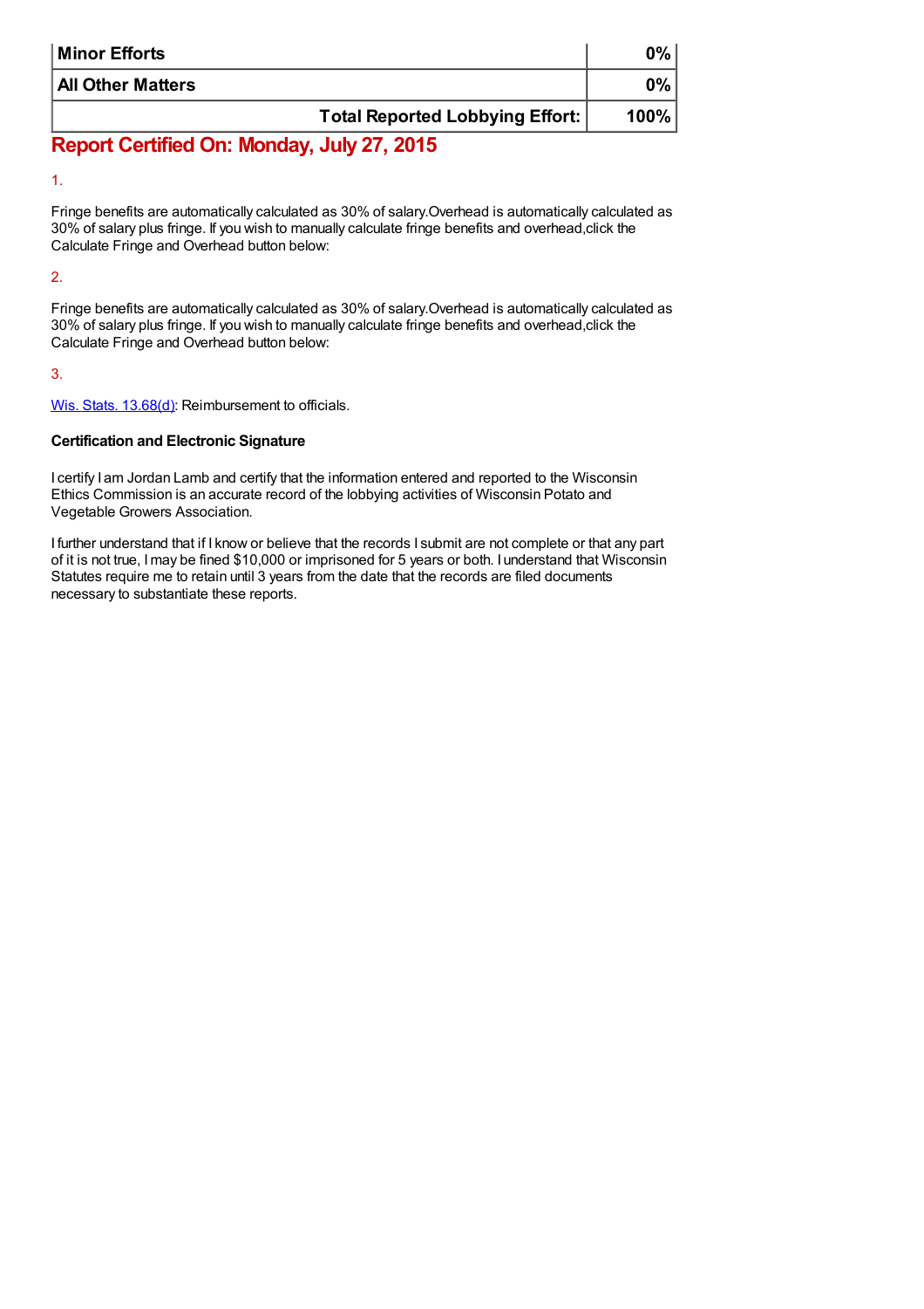| | |
|---|---|
| **Minor Efforts** | **0%** |
| **All Other Matters** | **0%** |
| **Total Reported Lobbying Effort:** | **100%** |

## Report Certified On: Monday, July 27, 2015

1.

Fringe benefits are automatically calculated as 30% of salary.Overhead is automatically calculated as 30% of salary plus fringe. If you wish to manually calculate fringe benefits and overhead,click the Calculate Fringe and Overhead button below:

2.

Fringe benefits are automatically calculated as 30% of salary.Overhead is automatically calculated as 30% of salary plus fringe. If you wish to manually calculate fringe benefits and overhead,click the Calculate Fringe and Overhead button below:

3.

Wis. Stats. 13.68(d): Reimbursement to officials.

**Certification and Electronic Signature**

I certify I am Jordan Lamb and certify that the information entered and reported to the Wisconsin Ethics Commission is an accurate record of the lobbying activities of Wisconsin Potato and Vegetable Growers Association.

I further understand that if I know or believe that the records I submit are not complete or that any part of it is not true, I may be fined $10,000 or imprisoned for 5 years or both. I understand that Wisconsin Statutes require me to retain until 3 years from the date that the records are filed documents necessary to substantiate these reports.